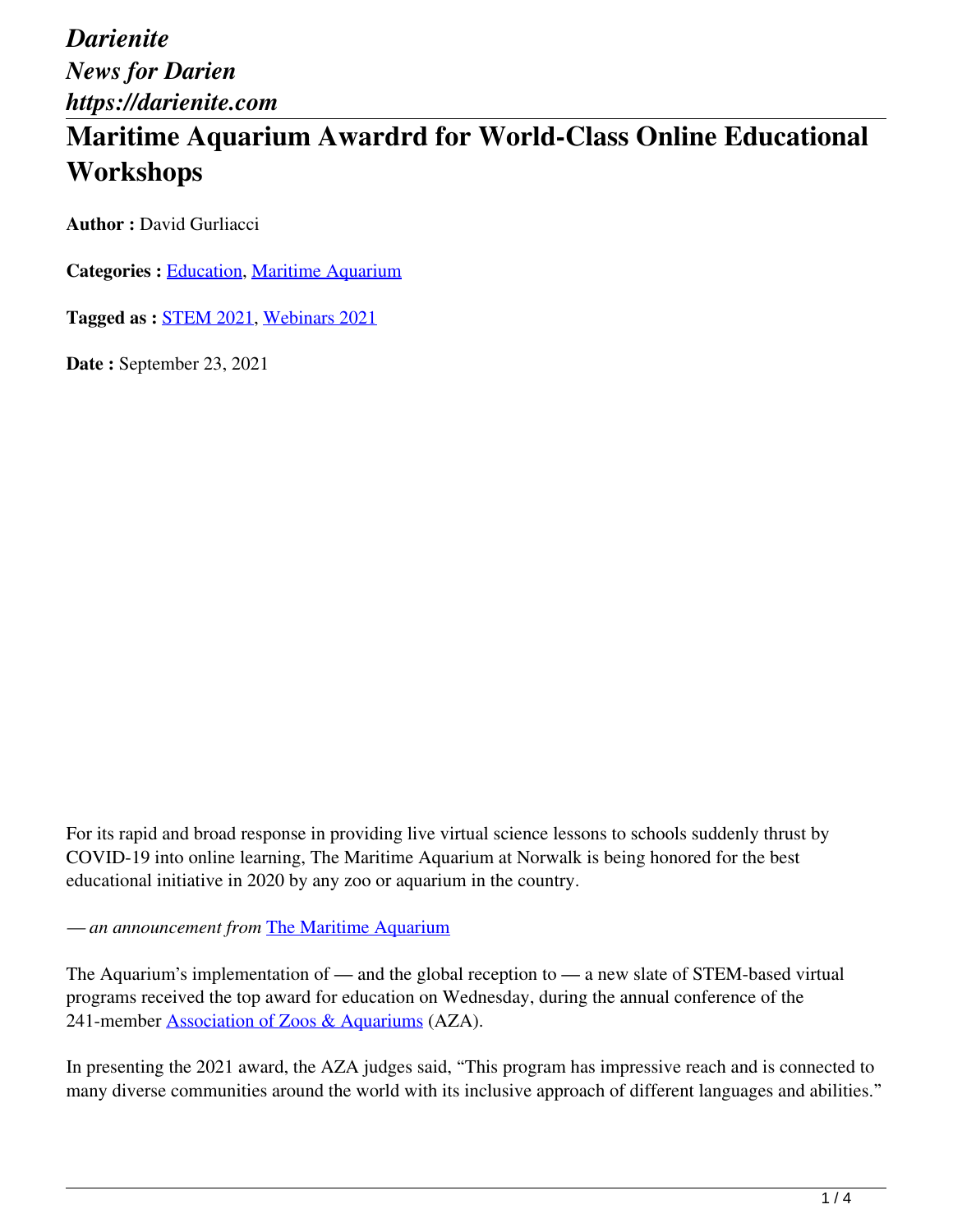*Darienite*
*News for Darien*
*https://darienite.com*

# Maritime Aquarium Awardrd for World-Class Online Educational Workshops

**Author :** David Gurliacci

**Categories :** Education, Maritime Aquarium

**Tagged as :** STEM 2021, Webinars 2021

**Date :** September 23, 2021

For its rapid and broad response in providing live virtual science lessons to schools suddenly thrust by COVID-19 into online learning, The Maritime Aquarium at Norwalk is being honored for the best educational initiative in 2020 by any zoo or aquarium in the country.

*— an announcement from* The Maritime Aquarium

The Aquarium's implementation of — and the global reception to — a new slate of STEM-based virtual programs received the top award for education on Wednesday, during the annual conference of the 241-member Association of Zoos & Aquariums (AZA).

In presenting the 2021 award, the AZA judges said, "This program has impressive reach and is connected to many diverse communities around the world with its inclusive approach of different languages and abilities."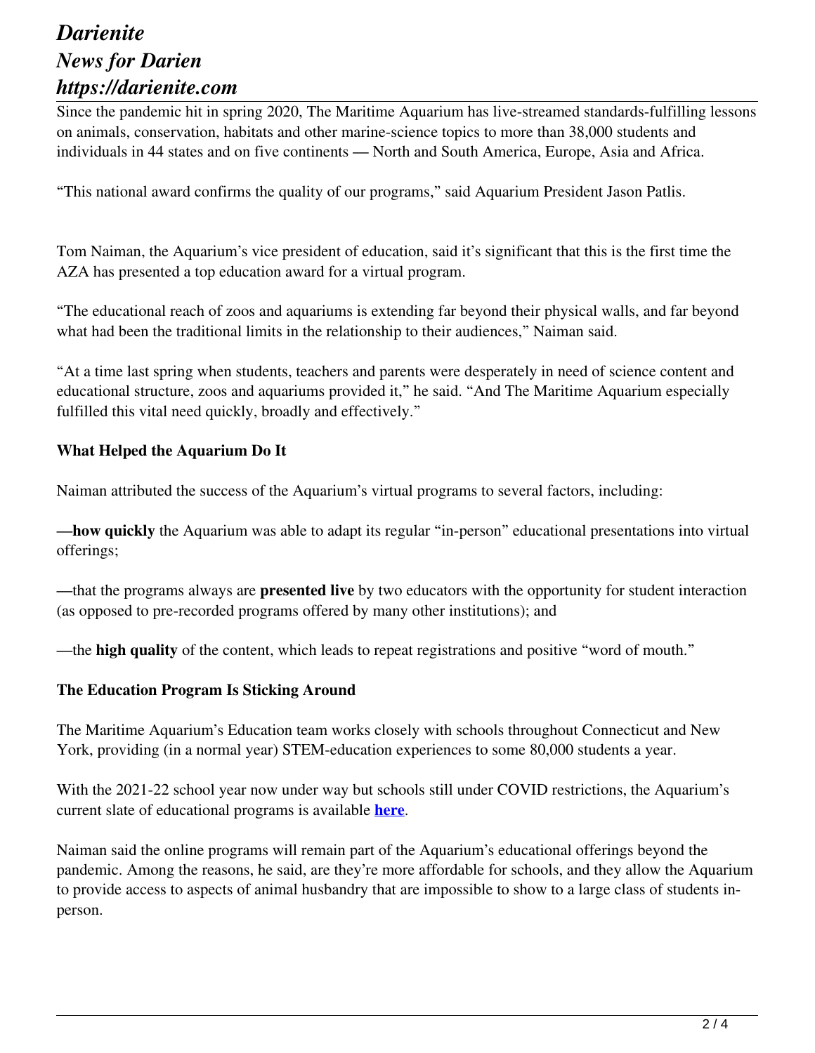Since the pandemic hit in spring 2020, The Maritime Aquarium has live-streamed standards-fulfilling lessons on animals, conservation, habitats and other marine-science topics to more than 38,000 students and individuals in 44 states and on five continents — North and South America, Europe, Asia and Africa.

"This national award confirms the quality of our programs," said Aquarium President Jason Patlis.

Tom Naiman, the Aquarium's vice president of education, said it's significant that this is the first time the AZA has presented a top education award for a virtual program.

"The educational reach of zoos and aquariums is extending far beyond their physical walls, and far beyond what had been the traditional limits in the relationship to their audiences," Naiman said.

"At a time last spring when students, teachers and parents were desperately in need of science content and educational structure, zoos and aquariums provided it," he said. "And The Maritime Aquarium especially fulfilled this vital need quickly, broadly and effectively."

**What Helped the Aquarium Do It**

Naiman attributed the success of the Aquarium's virtual programs to several factors, including:

—**how quickly** the Aquarium was able to adapt its regular "in-person" educational presentations into virtual offerings;

—that the programs always are **presented live** by two educators with the opportunity for student interaction (as opposed to pre-recorded programs offered by many other institutions); and

—the **high quality** of the content, which leads to repeat registrations and positive "word of mouth."

**The Education Program Is Sticking Around**

The Maritime Aquarium's Education team works closely with schools throughout Connecticut and New York, providing (in a normal year) STEM-education experiences to some 80,000 students a year.

With the 2021-22 school year now under way but schools still under COVID restrictions, the Aquarium's current slate of educational programs is available **here**.

Naiman said the online programs will remain part of the Aquarium's educational offerings beyond the pandemic. Among the reasons, he said, are they're more affordable for schools, and they allow the Aquarium to provide access to aspects of animal husbandry that are impossible to show to a large class of students in-person.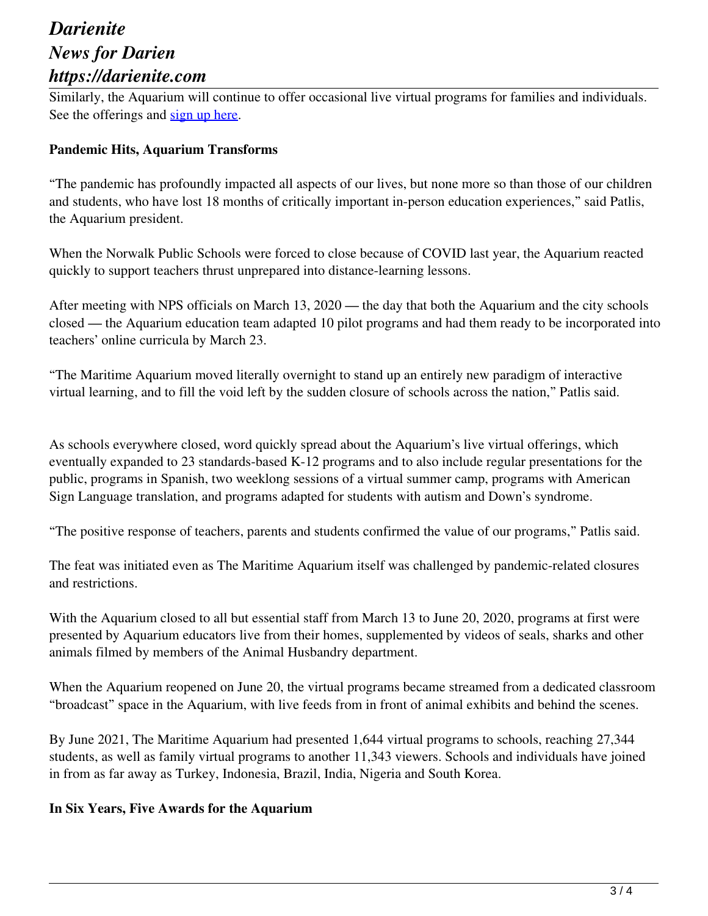Similarly, the Aquarium will continue to offer occasional live virtual programs for families and individuals. See the offerings and sign up here.

**Pandemic Hits, Aquarium Transforms**

"The pandemic has profoundly impacted all aspects of our lives, but none more so than those of our children and students, who have lost 18 months of critically important in-person education experiences," said Patlis, the Aquarium president.

When the Norwalk Public Schools were forced to close because of COVID last year, the Aquarium reacted quickly to support teachers thrust unprepared into distance-learning lessons.

After meeting with NPS officials on March 13, 2020 — the day that both the Aquarium and the city schools closed — the Aquarium education team adapted 10 pilot programs and had them ready to be incorporated into teachers' online curricula by March 23.

"The Maritime Aquarium moved literally overnight to stand up an entirely new paradigm of interactive virtual learning, and to fill the void left by the sudden closure of schools across the nation," Patlis said.

As schools everywhere closed, word quickly spread about the Aquarium's live virtual offerings, which eventually expanded to 23 standards-based K-12 programs and to also include regular presentations for the public, programs in Spanish, two weeklong sessions of a virtual summer camp, programs with American Sign Language translation, and programs adapted for students with autism and Down's syndrome.

"The positive response of teachers, parents and students confirmed the value of our programs," Patlis said.

The feat was initiated even as The Maritime Aquarium itself was challenged by pandemic-related closures and restrictions.

With the Aquarium closed to all but essential staff from March 13 to June 20, 2020, programs at first were presented by Aquarium educators live from their homes, supplemented by videos of seals, sharks and other animals filmed by members of the Animal Husbandry department.

When the Aquarium reopened on June 20, the virtual programs became streamed from a dedicated classroom "broadcast" space in the Aquarium, with live feeds from in front of animal exhibits and behind the scenes.

By June 2021, The Maritime Aquarium had presented 1,644 virtual programs to schools, reaching 27,344 students, as well as family virtual programs to another 11,343 viewers. Schools and individuals have joined in from as far away as Turkey, Indonesia, Brazil, India, Nigeria and South Korea.

**In Six Years, Five Awards for the Aquarium**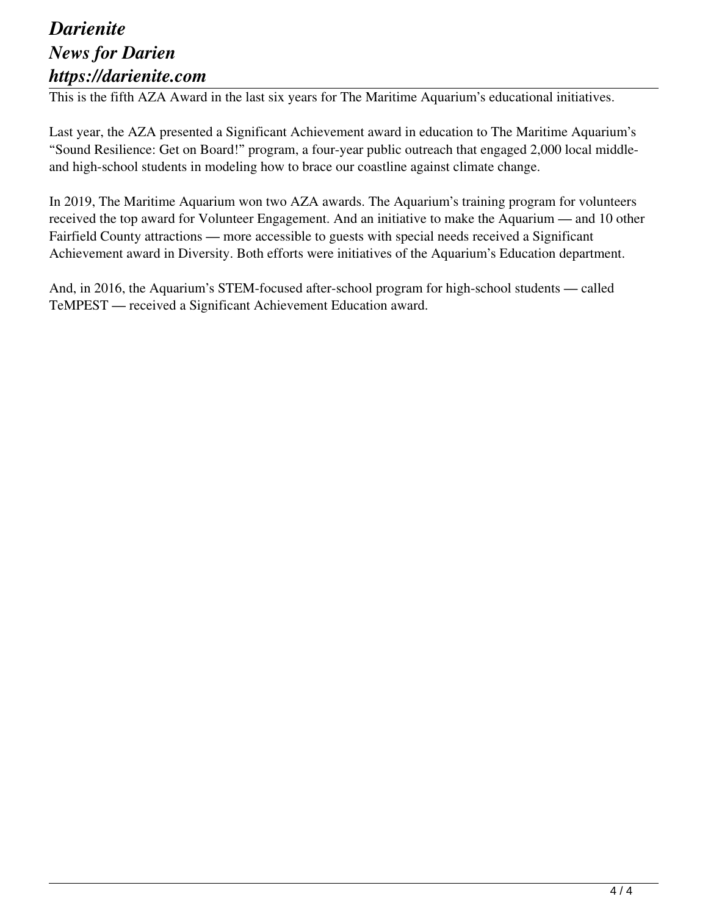This is the fifth AZA Award in the last six years for The Maritime Aquarium's educational initiatives.

Last year, the AZA presented a Significant Achievement award in education to The Maritime Aquarium's "Sound Resilience: Get on Board!" program, a four-year public outreach that engaged 2,000 local middle- and high-school students in modeling how to brace our coastline against climate change.

In 2019, The Maritime Aquarium won two AZA awards. The Aquarium's training program for volunteers received the top award for Volunteer Engagement. And an initiative to make the Aquarium — and 10 other Fairfield County attractions — more accessible to guests with special needs received a Significant Achievement award in Diversity. Both efforts were initiatives of the Aquarium's Education department.

And, in 2016, the Aquarium's STEM-focused after-school program for high-school students — called TeMPEST — received a Significant Achievement Education award.